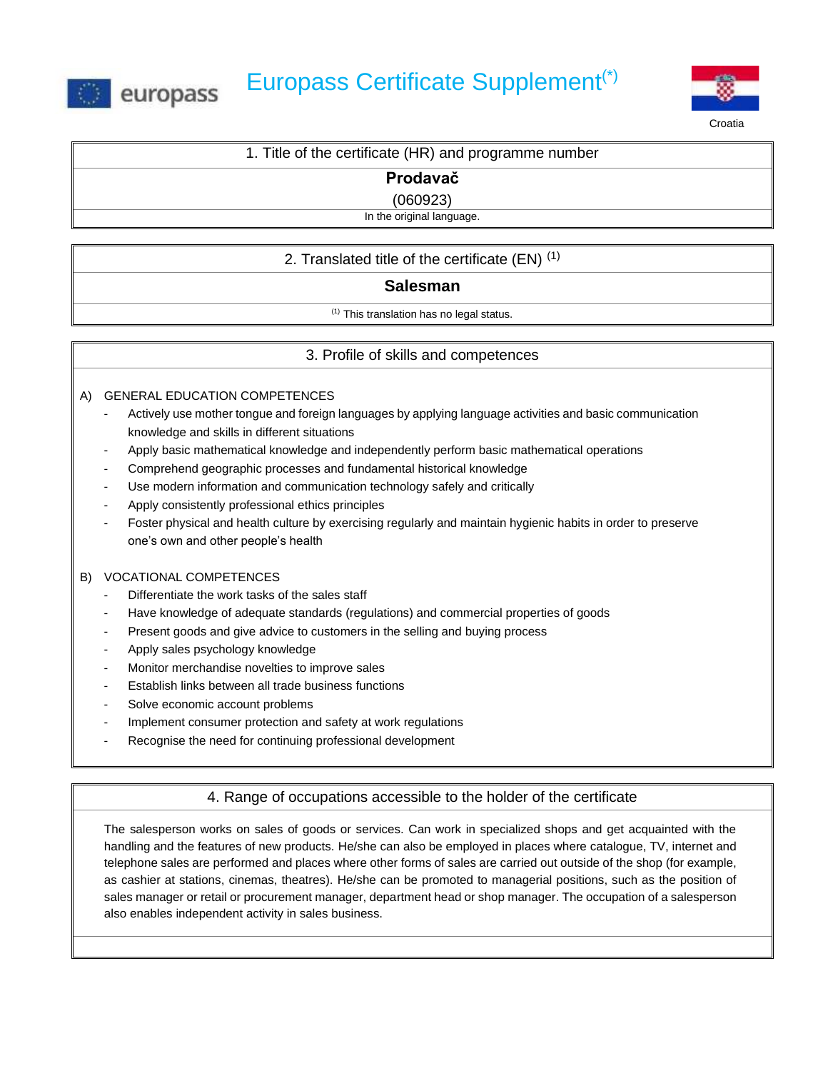europass

# Europass Certificate Supplement(*)

Croatia

## 1. Title of the certificate (HR) and programme number

**Prodavač**

(060923)

In the original language.

## 2. Translated title of the certificate (EN) [1]

**Salesman**

[1] This translation has no legal status.

## 3. Profile of skills and competences

A) GENERAL EDUCATION COMPETENCES

- Actively use mother tongue and foreign languages by applying language activities and basic communication knowledge and skills in different situations
- Apply basic mathematical knowledge and independently perform basic mathematical operations
- Comprehend geographic processes and fundamental historical knowledge
- Use modern information and communication technology safely and critically
- Apply consistently professional ethics principles
- Foster physical and health culture by exercising regularly and maintain hygienic habits in order to preserve one's own and other people's health

B) VOCATIONAL COMPETENCES

- Differentiate the work tasks of the sales staff
- Have knowledge of adequate standards (regulations) and commercial properties of goods
- Present goods and give advice to customers in the selling and buying process
- Apply sales psychology knowledge
- Monitor merchandise novelties to improve sales
- Establish links between all trade business functions
- Solve economic account problems
- Implement consumer protection and safety at work regulations
- Recognise the need for continuing professional development

## 4. Range of occupations accessible to the holder of the certificate

The salesperson works on sales of goods or services. Can work in specialized shops and get acquainted with the handling and the features of new products. He/she can also be employed in places where catalogue, TV, internet and telephone sales are performed and places where other forms of sales are carried out outside of the shop (for example, as cashier at stations, cinemas, theatres). He/she can be promoted to managerial positions, such as the position of sales manager or retail or procurement manager, department head or shop manager. The occupation of a salesperson also enables independent activity in sales business.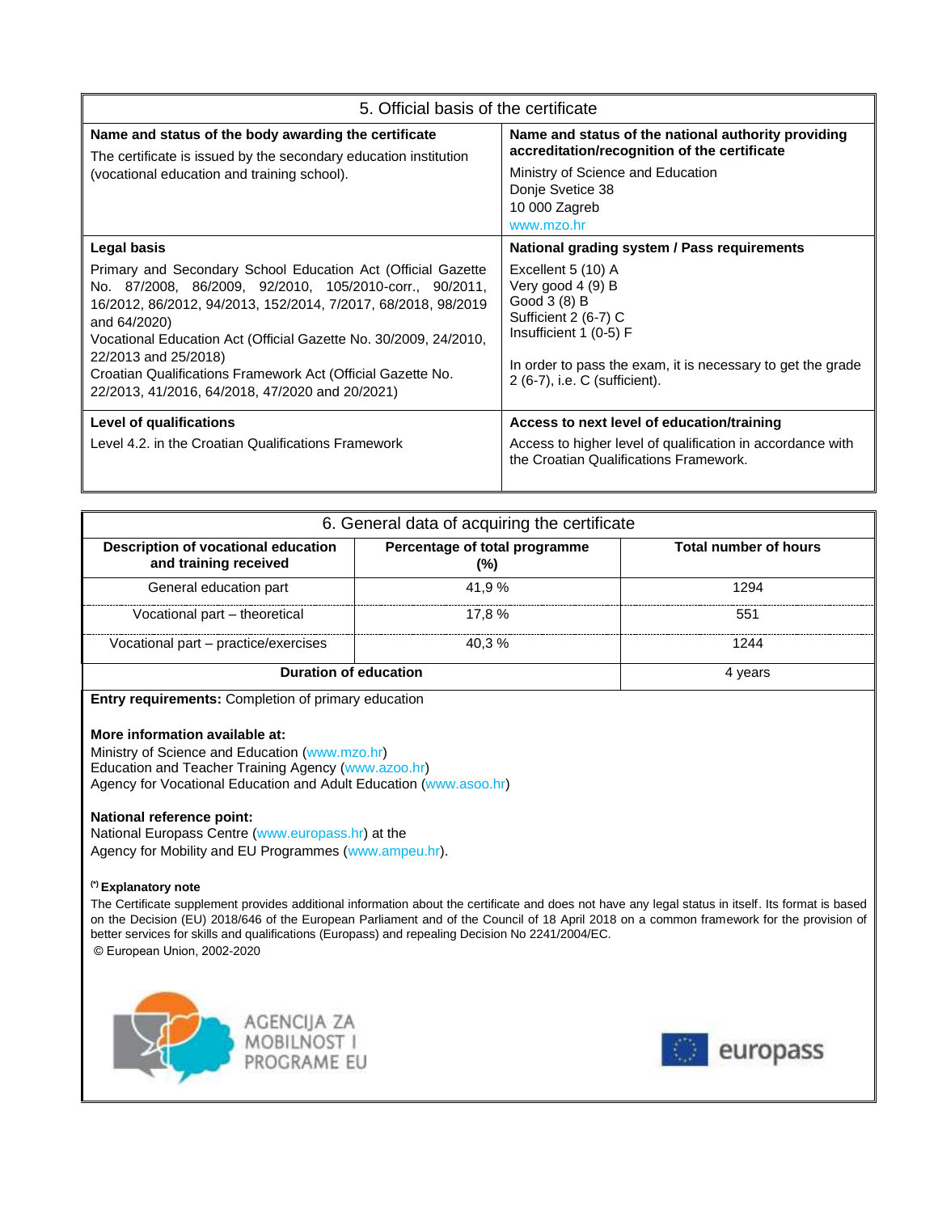## 5. Official basis of the certificate

| | |
|---|---|
| **Name and status of the body awarding the certificate**<br>The certificate is issued by the secondary education institution (vocational education and training school). | **Name and status of the national authority providing accreditation/recognition of the certificate**<br>Ministry of Science and Education<br>Donje Svetice 38<br>10 000 Zagreb<br>www.mzo.hr |
| **Legal basis**<br>Primary and Secondary School Education Act (Official Gazette No. 87/2008, 86/2009, 92/2010, 105/2010-corr., 90/2011, 16/2012, 86/2012, 94/2013, 152/2014, 7/2017, 68/2018, 98/2019 and 64/2020)<br>Vocational Education Act (Official Gazette No. 30/2009, 24/2010, 22/2013 and 25/2018)<br>Croatian Qualifications Framework Act (Official Gazette No. 22/2013, 41/2016, 64/2018, 47/2020 and 20/2021) | **National grading system / Pass requirements**<br>Excellent 5 (10) A<br>Very good 4 (9) B<br>Good 3 (8) B<br>Sufficient 2 (6-7) C<br>Insufficient 1 (0-5) F<br><br>In order to pass the exam, it is necessary to get the grade 2 (6-7), i.e. C (sufficient). |
| **Level of qualifications**<br>Level 4.2. in the Croatian Qualifications Framework | **Access to next level of education/training**<br>Access to higher level of qualification in accordance with the Croatian Qualifications Framework. |

## 6. General data of acquiring the certificate

| Description of vocational education and training received | Percentage of total programme (%) | Total number of hours |
|---|---|---|
| General education part | 41,9 % | 1294 |
| Vocational part – theoretical | 17,8 % | 551 |
| Vocational part – practice/exercises | 40,3 % | 1244 |
| **Duration of education** | | 4 years |

**Entry requirements:** Completion of primary education

**More information available at:**
Ministry of Science and Education (www.mzo.hr)
Education and Teacher Training Agency (www.azoo.hr)
Agency for Vocational Education and Adult Education (www.asoo.hr)

**National reference point:**
National Europass Centre (www.europass.hr) at the
Agency for Mobility and EU Programmes (www.ampeu.hr).

**(\*) Explanatory note**
The Certificate supplement provides additional information about the certificate and does not have any legal status in itself. Its format is based on the Decision (EU) 2018/646 of the European Parliament and of the Council of 18 April 2018 on a common framework for the provision of better services for skills and qualifications (Europass) and repealing Decision No 2241/2004/EC.
© European Union, 2002-2020

AGENCIJA ZA MOBILNOST I PROGRAME EU

europass